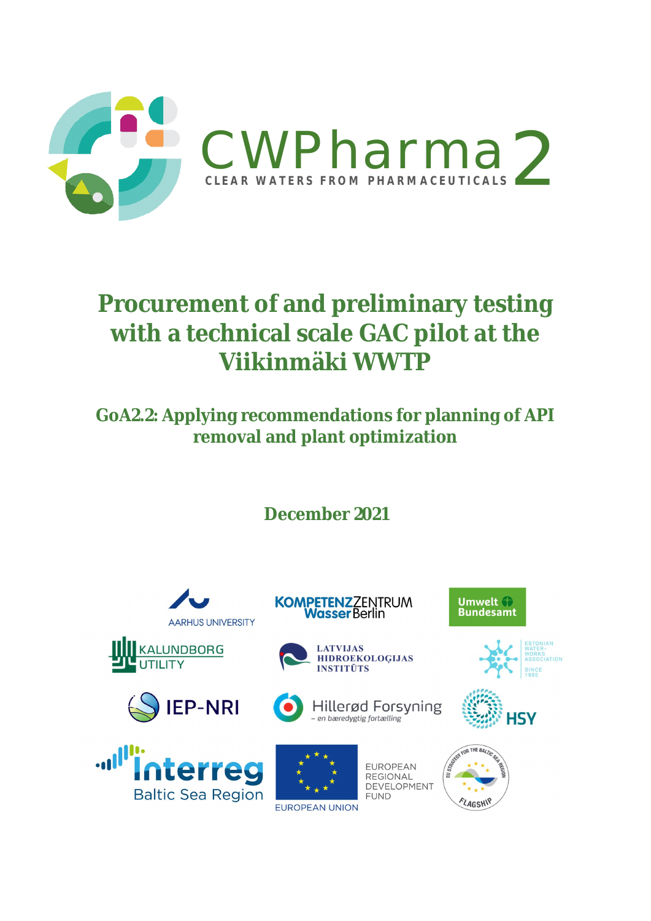CWPharma 2

CLEAR WATERS FROM PHARMACEUTICALS

# Procurement of and preliminary testing with a technical scale GAC pilot at the Viikinmäki WWTP

## GoA2.2: Applying recommendations for planning of API removal and plant optimization

**December 2021**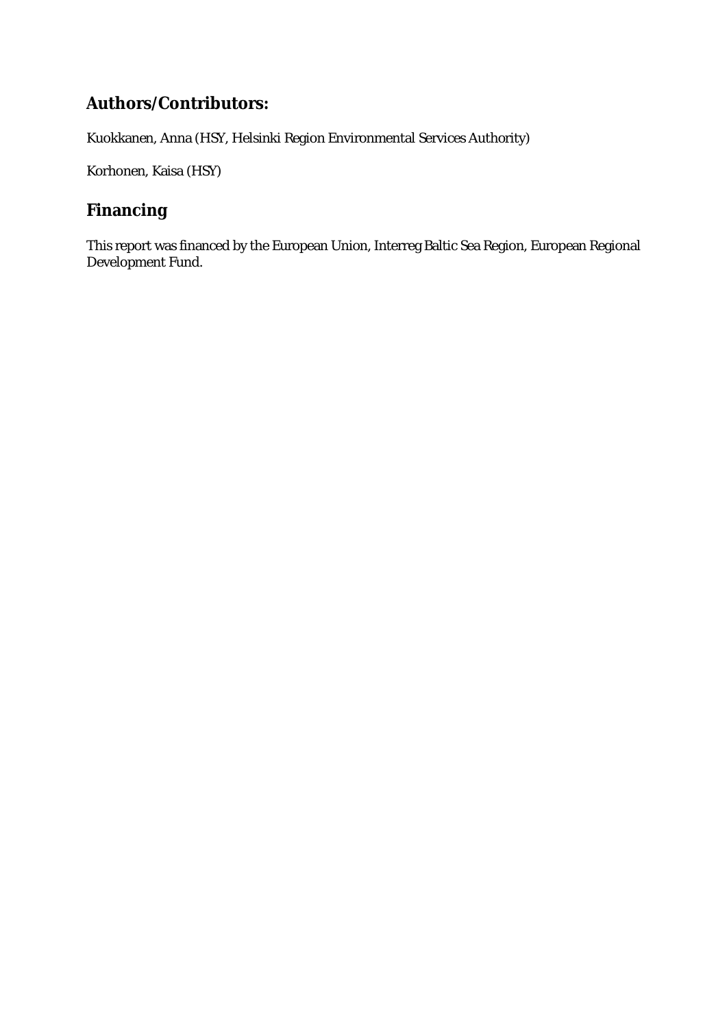## Authors/Contributors:

Kuokkanen, Anna (HSY, Helsinki Region Environmental Services Authority)

Korhonen, Kaisa (HSY)

## Financing

This report was financed by the European Union, Interreg Baltic Sea Region, European Regional Development Fund.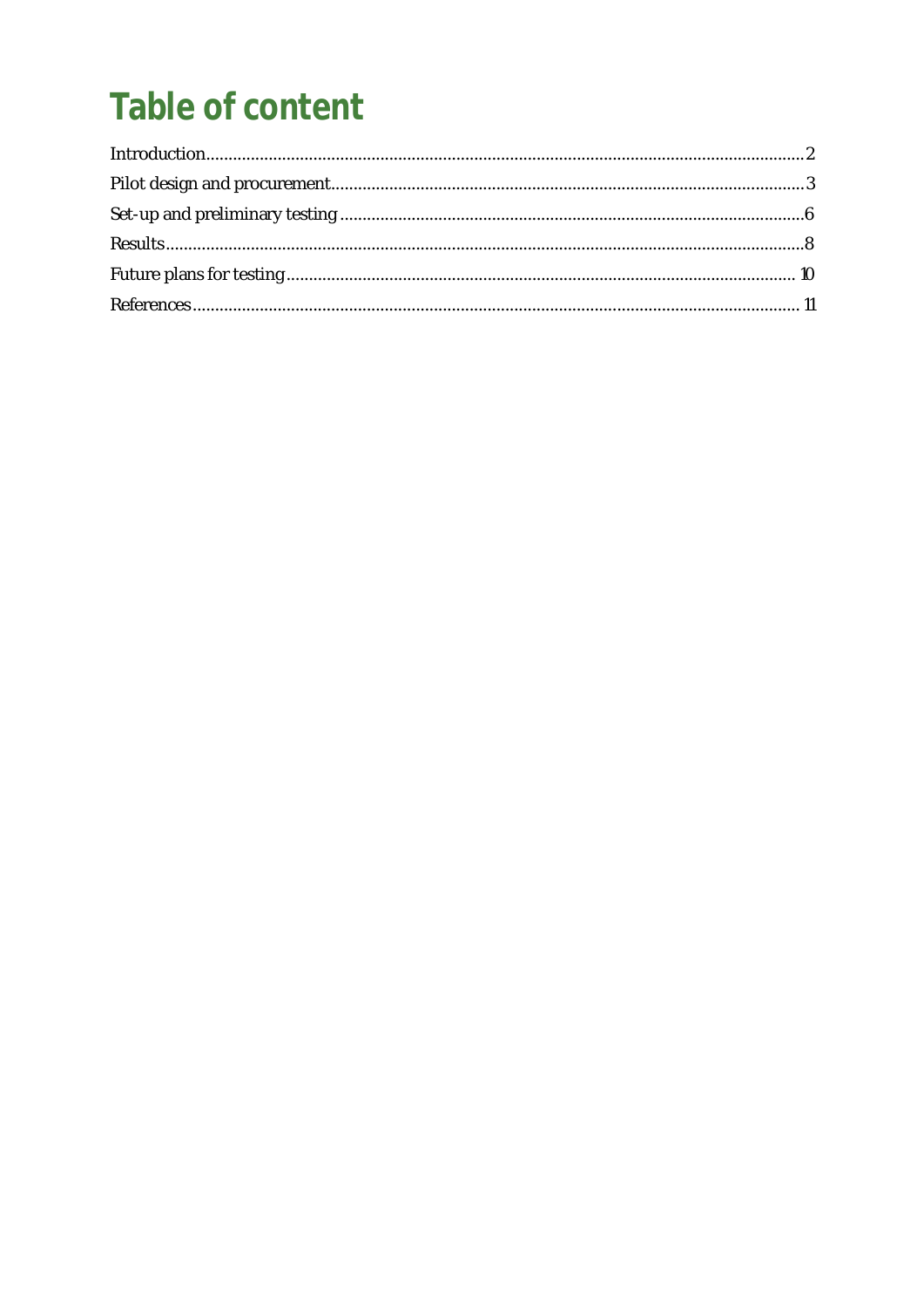# Table of content

Introduction........................................................................................................................2

Pilot design and procurement...........................................................................................3

Set-up and preliminary testing.........................................................................................6

Results................................................................................................................................8

Future plans for testing...................................................................................................10

References........................................................................................................................11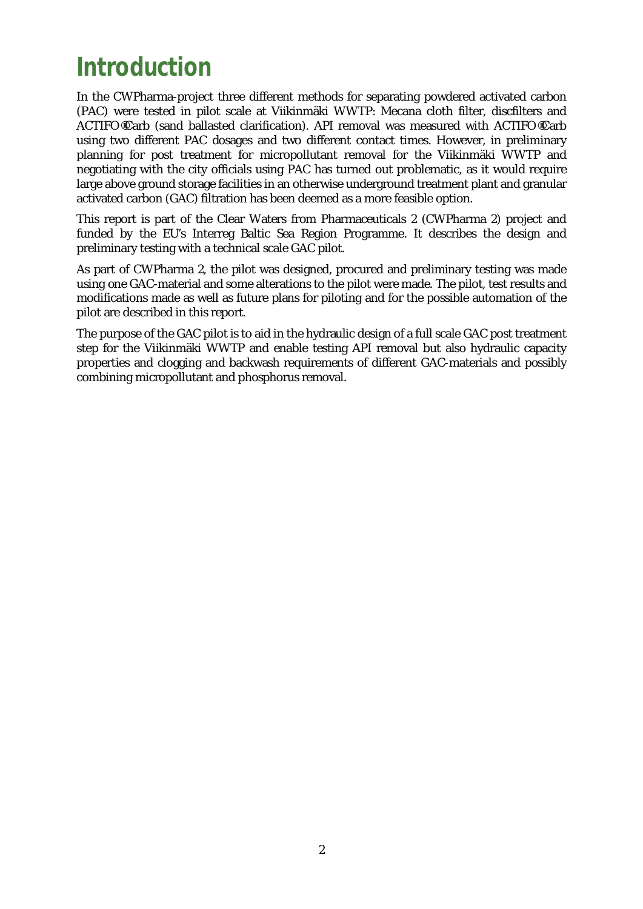# Introduction

In the CWPharma-project three different methods for separating powdered activated carbon (PAC) were tested in pilot scale at Viikinmäki WWTP: Mecana cloth filter, discfilters and ACTIFLO®Carb (sand ballasted clarification). API removal was measured with ACTIFLO®Carb using two different PAC dosages and two different contact times. However, in preliminary planning for post treatment for micropollutant removal for the Viikinmäki WWTP and negotiating with the city officials using PAC has turned out problematic, as it would require large above ground storage facilities in an otherwise underground treatment plant and granular activated carbon (GAC) filtration has been deemed as a more feasible option.

This report is part of the Clear Waters from Pharmaceuticals 2 (CWPharma 2) project and funded by the EU's Interreg Baltic Sea Region Programme. It describes the design and preliminary testing with a technical scale GAC pilot.

As part of CWPharma 2, the pilot was designed, procured and preliminary testing was made using one GAC-material and some alterations to the pilot were made. The pilot, test results and modifications made as well as future plans for piloting and for the possible automation of the pilot are described in this report.

The purpose of the GAC pilot is to aid in the hydraulic design of a full scale GAC post treatment step for the Viikinmäki WWTP and enable testing API removal but also hydraulic capacity properties and clogging and backwash requirements of different GAC-materials and possibly combining micropollutant and phosphorus removal.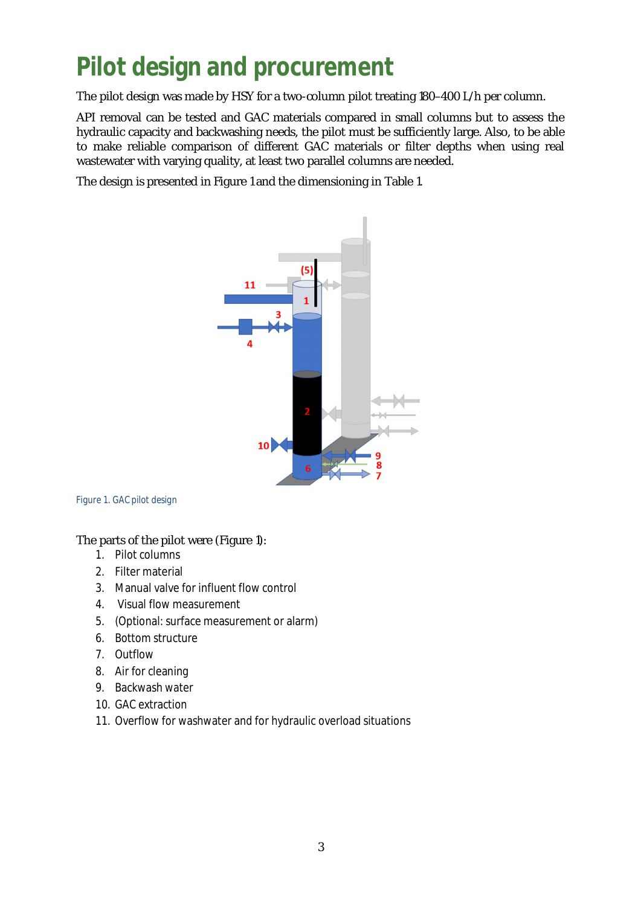# Pilot design and procurement

The pilot design was made by HSY for a two-column pilot treating 180–400 L/h per column.

API removal can be tested and GAC materials compared in small columns but to assess the hydraulic capacity and backwashing needs, the pilot must be sufficiently large. Also, to be able to make reliable comparison of different GAC materials or filter depths when using real wastewater with varying quality, at least two parallel columns are needed.

The design is presented in Figure 1 and the dimensioning in Table 1.

Figure 1. GAC pilot design

The parts of the pilot were (Figure 1):

1. Pilot columns
2. Filter material
3. Manual valve for influent flow control
4. Visual flow measurement
5. (Optional: surface measurement or alarm)
6. Bottom structure
7. Outflow
8. Air for cleaning
9. Backwash water
10. GAC extraction
11. Overflow for washwater and for hydraulic overload situations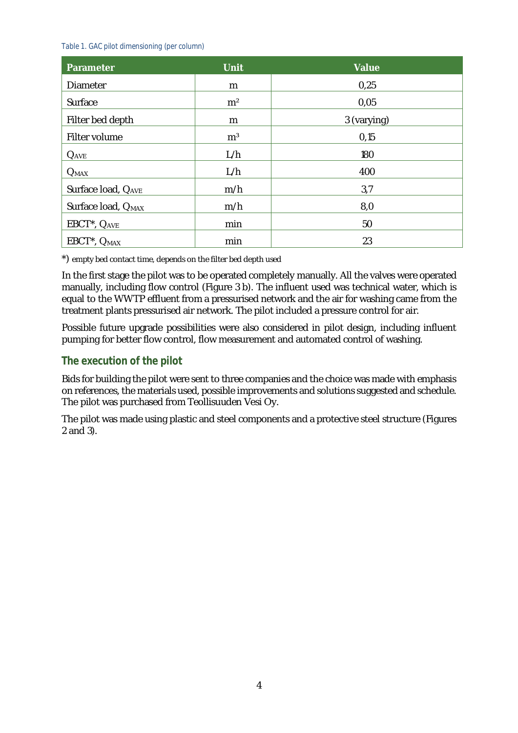Table 1. GAC pilot dimensioning (per column)

| Parameter | Unit | Value |
|---|---|---|
| Diameter | m | 0,25 |
| Surface | $m^2$ | 0,05 |
| Filter bed depth | m | 3 (varying) |
| Filter volume | $m^3$ | 0,15 |
| $Q_{AVE}$ | L/h | 180 |
| $Q_{MAX}$ | L/h | 400 |
| Surface load, $Q_{AVE}$ | m/h | 3,7 |
| Surface load, $Q_{MAX}$ | m/h | 8,0 |
| EBCT*, $Q_{AVE}$ | min | 50 |
| EBCT*, $Q_{MAX}$ | min | 23 |

*) empty bed contact time, depends on the filter bed depth used

In the first stage the pilot was to be operated completely manually. All the valves were operated manually, including flow control (Figure 3 b). The influent used was technical water, which is equal to the WWTP effluent from a pressurised network and the air for washing came from the treatment plants pressurised air network. The pilot included a pressure control for air.

Possible future upgrade possibilities were also considered in pilot design, including influent pumping for better flow control, flow measurement and automated control of washing.

## The execution of the pilot

Bids for building the pilot were sent to three companies and the choice was made with emphasis on references, the materials used, possible improvements and solutions suggested and schedule. The pilot was purchased from Teollisuuden Vesi Oy.

The pilot was made using plastic and steel components and a protective steel structure (Figures 2 and 3).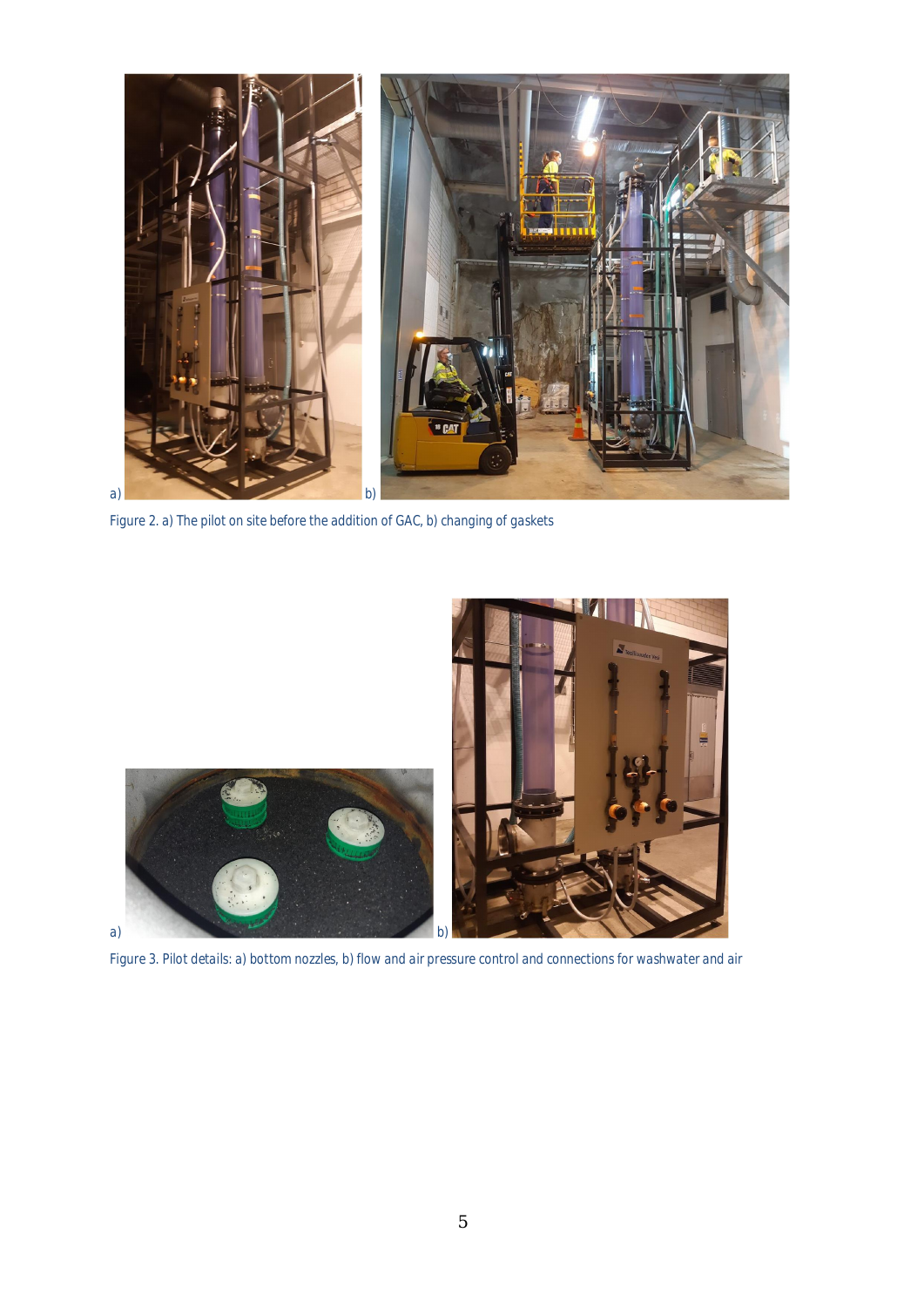a) b)

Figure 2. a) The pilot on site before the addition of GAC, b) changing of gaskets

a) b)

Figure 3. Pilot details: a) bottom nozzles, b) flow and air pressure control and connections for washwater and air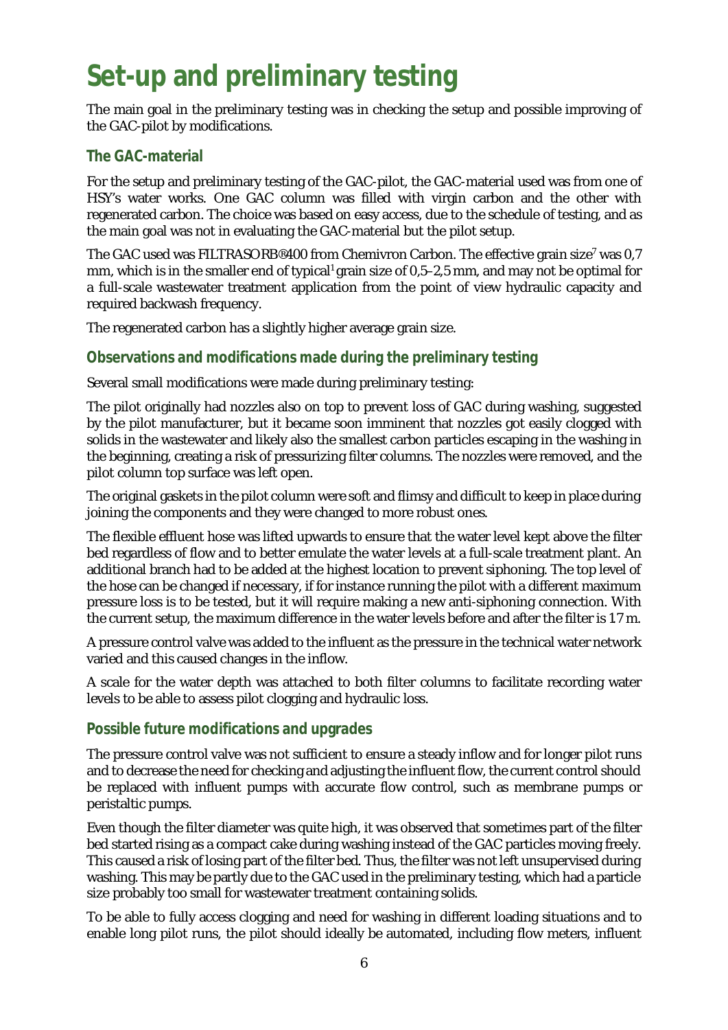# Set-up and preliminary testing

The main goal in the preliminary testing was in checking the setup and possible improving of the GAC-pilot by modifications.

## The GAC-material

For the setup and preliminary testing of the GAC-pilot, the GAC-material used was from one of HSY's water works. One GAC column was filled with virgin carbon and the other with regenerated carbon. The choice was based on easy access, due to the schedule of testing, and as the main goal was not in evaluating the GAC-material but the pilot setup.

The GAC used was FILTRASORB®400 from Chemivron Carbon. The effective grain size[7] was 0,7 mm, which is in the smaller end of typical[1] grain size of 0,5–2,5 mm, and may not be optimal for a full-scale wastewater treatment application from the point of view hydraulic capacity and required backwash frequency.

The regenerated carbon has a slightly higher average grain size.

## Observations and modifications made during the preliminary testing

Several small modifications were made during preliminary testing:

The pilot originally had nozzles also on top to prevent loss of GAC during washing, suggested by the pilot manufacturer, but it became soon imminent that nozzles got easily clogged with solids in the wastewater and likely also the smallest carbon particles escaping in the washing in the beginning, creating a risk of pressurizing filter columns. The nozzles were removed, and the pilot column top surface was left open.

The original gaskets in the pilot column were soft and flimsy and difficult to keep in place during joining the components and they were changed to more robust ones.

The flexible effluent hose was lifted upwards to ensure that the water level kept above the filter bed regardless of flow and to better emulate the water levels at a full-scale treatment plant. An additional branch had to be added at the highest location to prevent siphoning. The top level of the hose can be changed if necessary, if for instance running the pilot with a different maximum pressure loss is to be tested, but it will require making a new anti-siphoning connection. With the current setup, the maximum difference in the water levels before and after the filter is 1.7 m.

A pressure control valve was added to the influent as the pressure in the technical water network varied and this caused changes in the inflow.

A scale for the water depth was attached to both filter columns to facilitate recording water levels to be able to assess pilot clogging and hydraulic loss.

## Possible future modifications and upgrades

The pressure control valve was not sufficient to ensure a steady inflow and for longer pilot runs and to decrease the need for checking and adjusting the influent flow, the current control should be replaced with influent pumps with accurate flow control, such as membrane pumps or peristaltic pumps.

Even though the filter diameter was quite high, it was observed that sometimes part of the filter bed started rising as a compact cake during washing instead of the GAC particles moving freely. This caused a risk of losing part of the filter bed. Thus, the filter was not left unsupervised during washing. This may be partly due to the GAC used in the preliminary testing, which had a particle size probably too small for wastewater treatment containing solids.

To be able to fully access clogging and need for washing in different loading situations and to enable long pilot runs, the pilot should ideally be automated, including flow meters, influent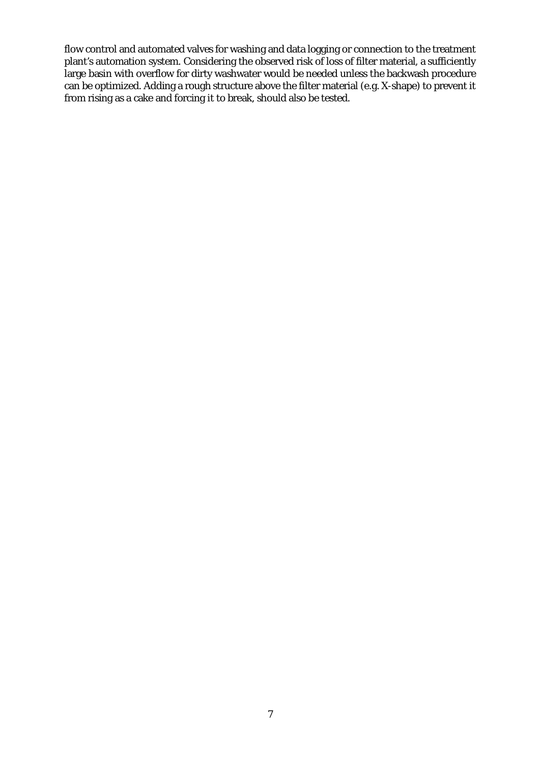flow control and automated valves for washing and data logging or connection to the treatment plant's automation system. Considering the observed risk of loss of filter material, a sufficiently large basin with overflow for dirty washwater would be needed unless the backwash procedure can be optimized. Adding a rough structure above the filter material (e.g. X-shape) to prevent it from rising as a cake and forcing it to break, should also be tested.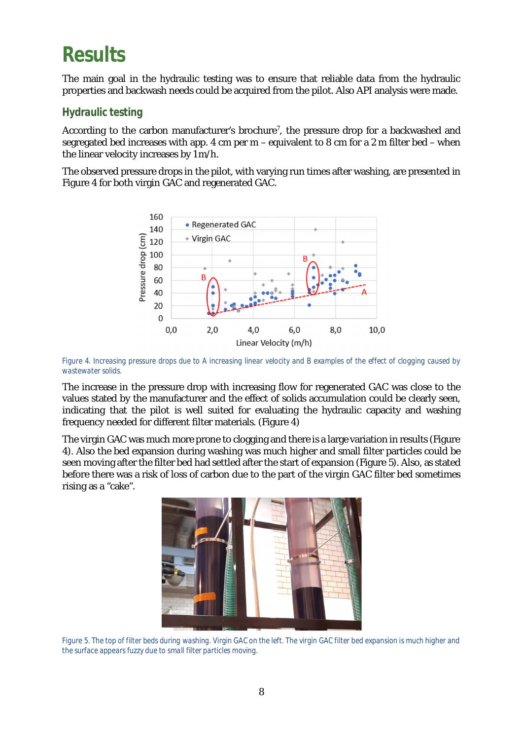# Results

The main goal in the hydraulic testing was to ensure that reliable data from the hydraulic properties and backwash needs could be acquired from the pilot. Also API analysis were made.

## Hydraulic testing

According to the carbon manufacturer's brochure[7], the pressure drop for a backwashed and segregated bed increases with app. 4 cm per m – equivalent to 8 cm for a 2 m filter bed – when the linear velocity increases by 1 m/h.

The observed pressure drops in the pilot, with varying run times after washing, are presented in Figure 4 for both virgin GAC and regenerated GAC.

Figure 4. Increasing pressure drops due to A increasing linear velocity and B examples of the effect of clogging caused by wastewater solids.

The increase in the pressure drop with increasing flow for regenerated GAC was close to the values stated by the manufacturer and the effect of solids accumulation could be clearly seen, indicating that the pilot is well suited for evaluating the hydraulic capacity and washing frequency needed for different filter materials. (Figure 4)

The virgin GAC was much more prone to clogging and there is a large variation in results (Figure 4). Also the bed expansion during washing was much higher and small filter particles could be seen moving after the filter bed had settled after the start of expansion (Figure 5). Also, as stated before there was a risk of loss of carbon due to the part of the virgin GAC filter bed sometimes rising as a "cake".

Figure 5. The top of filter beds during washing. Virgin GAC on the left. The virgin GAC filter bed expansion is much higher and the surface appears fuzzy due to small filter particles moving.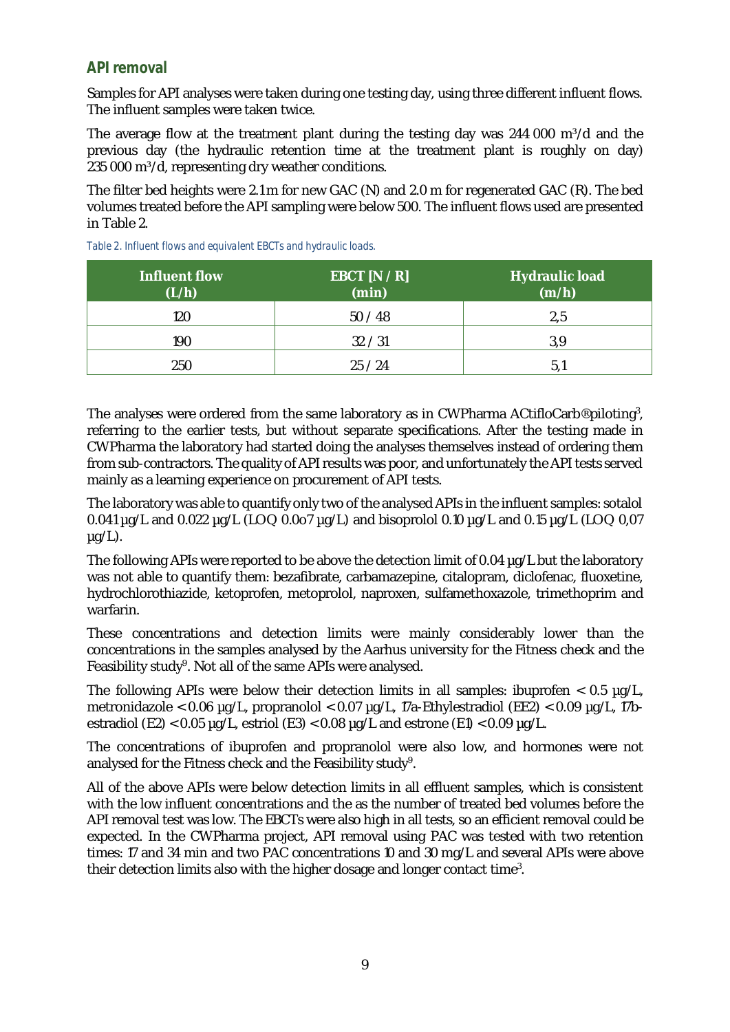## API removal

Samples for API analyses were taken during one testing day, using three different influent flows. The influent samples were taken twice.

The average flow at the treatment plant during the testing day was 244 000 $m^3$/d and the previous day (the hydraulic retention time at the treatment plant is roughly on day) 235 000 $m^3$/d, representing dry weather conditions.

The filter bed heights were 2.1 m for new GAC (N) and 2.0 m for regenerated GAC (R). The bed volumes treated before the API sampling were below 500. The influent flows used are presented in Table 2.

Table 2. Influent flows and equivalent EBCTs and hydraulic loads.

| Influent flow (L/h) | EBCT [N / R] (min) | Hydraulic load (m/h) |
|---|---|---|
| 120 | 50 / 48 | 2,5 |
| 190 | 32 / 31 | 3,9 |
| 250 | 25 / 24 | 5,1 |

The analyses were ordered from the same laboratory as in CWPharma ACtifloCarb® piloting[3], referring to the earlier tests, but without separate specifications. After the testing made in CWPharma the laboratory had started doing the analyses themselves instead of ordering them from sub-contractors. The quality of API results was poor, and unfortunately the API tests served mainly as a learning experience on procurement of API tests.

The laboratory was able to quantify only two of the analysed APIs in the influent samples: sotalol 0.041 µg/L and 0.022 µg/L (LOQ 0.0o7 µg/L) and bisoprolol 0.10 µg/L and 0.15 µg/L (LOQ 0,07 µg/L).

The following APIs were reported to be above the detection limit of 0.04 µg/L but the laboratory was not able to quantify them: bezafibrate, carbamazepine, citalopram, diclofenac, fluoxetine, hydrochlorothiazide, ketoprofen, metoprolol, naproxen, sulfamethoxazole, trimethoprim and warfarin.

These concentrations and detection limits were mainly considerably lower than the concentrations in the samples analysed by the Aarhus university for the Fitness check and the Feasibility study[9]. Not all of the same APIs were analysed.

The following APIs were below their detection limits in all samples: ibuprofen < 0.5 µg/L, metronidazole < 0.06 µg/L, propranolol < 0.07 µg/L, 17a-Ethylestradiol (EE2) < 0.09 µg/L, 17b-estradiol (E2) < 0.05 µg/L, estriol (E3) < 0.08 µg/L and estrone (E1) < 0.09 µg/L.

The concentrations of ibuprofen and propranolol were also low, and hormones were not analysed for the Fitness check and the Feasibility study[9].

All of the above APIs were below detection limits in all effluent samples, which is consistent with the low influent concentrations and the as the number of treated bed volumes before the API removal test was low. The EBCTs were also high in all tests, so an efficient removal could be expected. In the CWPharma project, API removal using PAC was tested with two retention times: 17 and 34 min and two PAC concentrations 10 and 30 mg/L and several APIs were above their detection limits also with the higher dosage and longer contact time[3].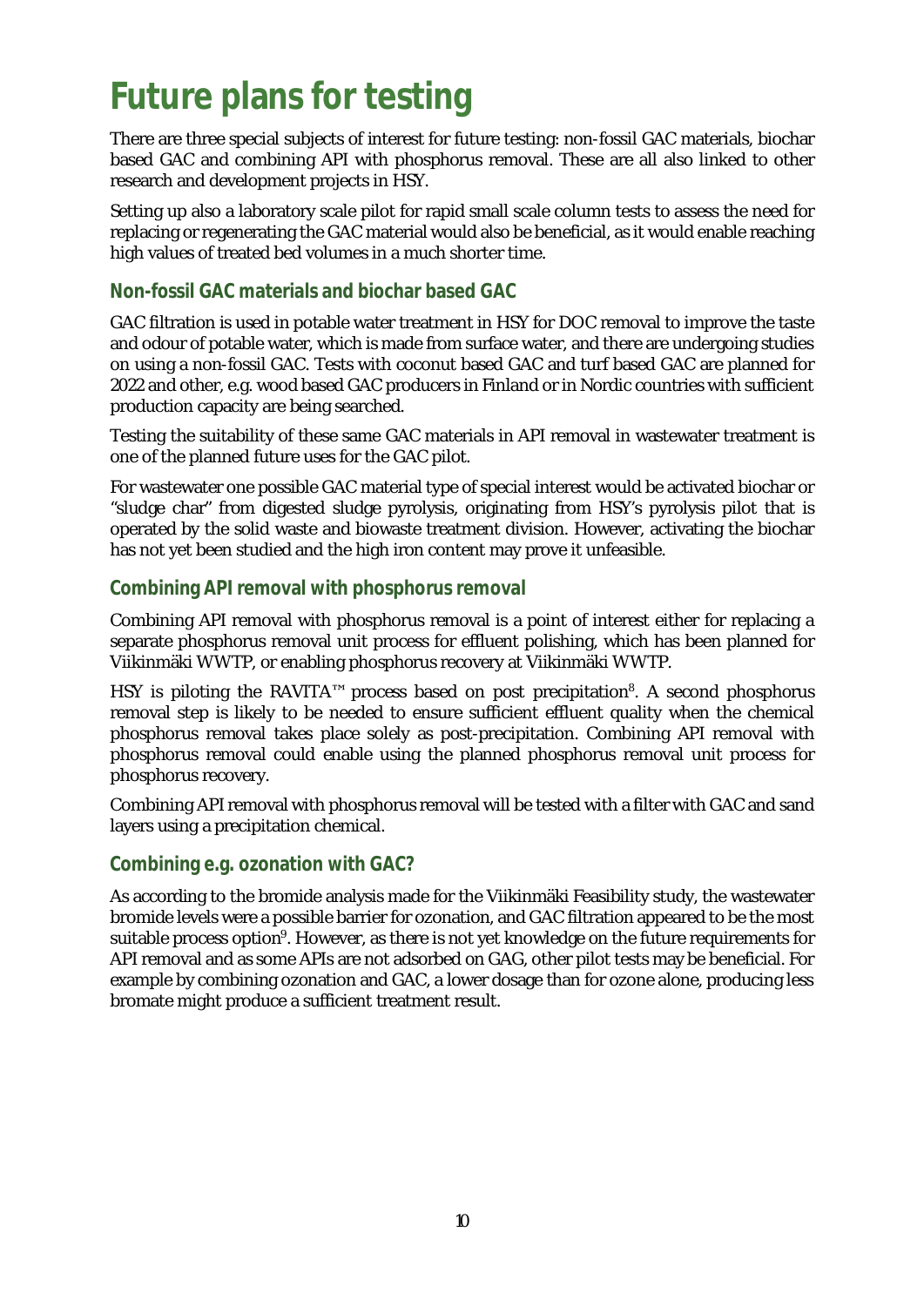# Future plans for testing

There are three special subjects of interest for future testing: non-fossil GAC materials, biochar based GAC and combining API with phosphorus removal. These are all also linked to other research and development projects in HSY.

Setting up also a laboratory scale pilot for rapid small scale column tests to assess the need for replacing or regenerating the GAC material would also be beneficial, as it would enable reaching high values of treated bed volumes in a much shorter time.

## Non-fossil GAC materials and biochar based GAC

GAC filtration is used in potable water treatment in HSY for DOC removal to improve the taste and odour of potable water, which is made from surface water, and there are undergoing studies on using a non-fossil GAC. Tests with coconut based GAC and turf based GAC are planned for 2022 and other, e.g. wood based GAC producers in Finland or in Nordic countries with sufficient production capacity are being searched.

Testing the suitability of these same GAC materials in API removal in wastewater treatment is one of the planned future uses for the GAC pilot.

For wastewater one possible GAC material type of special interest would be activated biochar or "sludge char" from digested sludge pyrolysis, originating from HSY's pyrolysis pilot that is operated by the solid waste and biowaste treatment division. However, activating the biochar has not yet been studied and the high iron content may prove it unfeasible.

## Combining API removal with phosphorus removal

Combining API removal with phosphorus removal is a point of interest either for replacing a separate phosphorus removal unit process for effluent polishing, which has been planned for Viikinmäki WWTP, or enabling phosphorus recovery at Viikinmäki WWTP.

HSY is piloting the RAVITA™ process based on post precipitation[8]. A second phosphorus removal step is likely to be needed to ensure sufficient effluent quality when the chemical phosphorus removal takes place solely as post-precipitation. Combining API removal with phosphorus removal could enable using the planned phosphorus removal unit process for phosphorus recovery.

Combining API removal with phosphorus removal will be tested with a filter with GAC and sand layers using a precipitation chemical.

## Combining e.g. ozonation with GAC?

As according to the bromide analysis made for the Viikinmäki Feasibility study, the wastewater bromide levels were a possible barrier for ozonation, and GAC filtration appeared to be the most suitable process option[9]. However, as there is not yet knowledge on the future requirements for API removal and as some APIs are not adsorbed on GAG, other pilot tests may be beneficial. For example by combining ozonation and GAC, a lower dosage than for ozone alone, producing less bromate might produce a sufficient treatment result.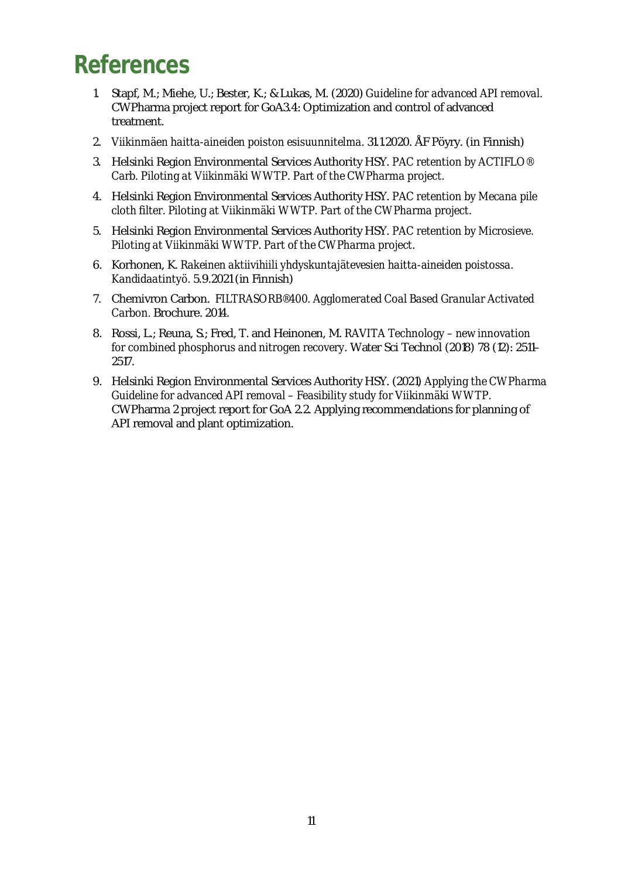# References

1. Stapf, M.; Miehe, U.; Bester, K.; & Lukas, M. (2020) *Guideline for advanced API removal.* CWPharma project report for GoA3.4: Optimization and control of advanced treatment.
2. *Viikinmäen haitta-aineiden poiston esisuunnitelma.* 31.1.2020. ÅF Pöyry. (in Finnish)
3. Helsinki Region Environmental Services Authority HSY. *PAC retention by ACTIFLO® Carb. Piloting at Viikinmäki WWTP. Part of the CWPharma project.*
4. Helsinki Region Environmental Services Authority HSY. *PAC retention by Mecana pile cloth filter. Piloting at Viikinmäki WWTP. Part of the CWPharma project.*
5. Helsinki Region Environmental Services Authority HSY. *PAC retention by Microsieve. Piloting at Viikinmäki WWTP. Part of the CWPharma project.*
6. Korhonen, K. *Rakeinen aktiivihiili yhdyskuntajätevesien haitta-aineiden poistossa. Kandidaatintyö.* 5.9.2021 (in Finnish)
7. Chemivron Carbon. *FILTRASORB®400. Agglomerated Coal Based Granular Activated Carbon.* Brochure. 2014.
8. Rossi, L.; Reuna, S.; Fred, T. and Heinonen, M. *RAVITA Technology – new innovation for combined phosphorus and nitrogen recovery.* Water Sci Technol (2018) 78 (12): 2511–2517.
9. Helsinki Region Environmental Services Authority HSY. (2021) *Applying the CWPharma Guideline for advanced API removal – Feasibility study for Viikinmäki WWTP.* CWPharma 2 project report for GoA 2.2. Applying recommendations for planning of API removal and plant optimization.